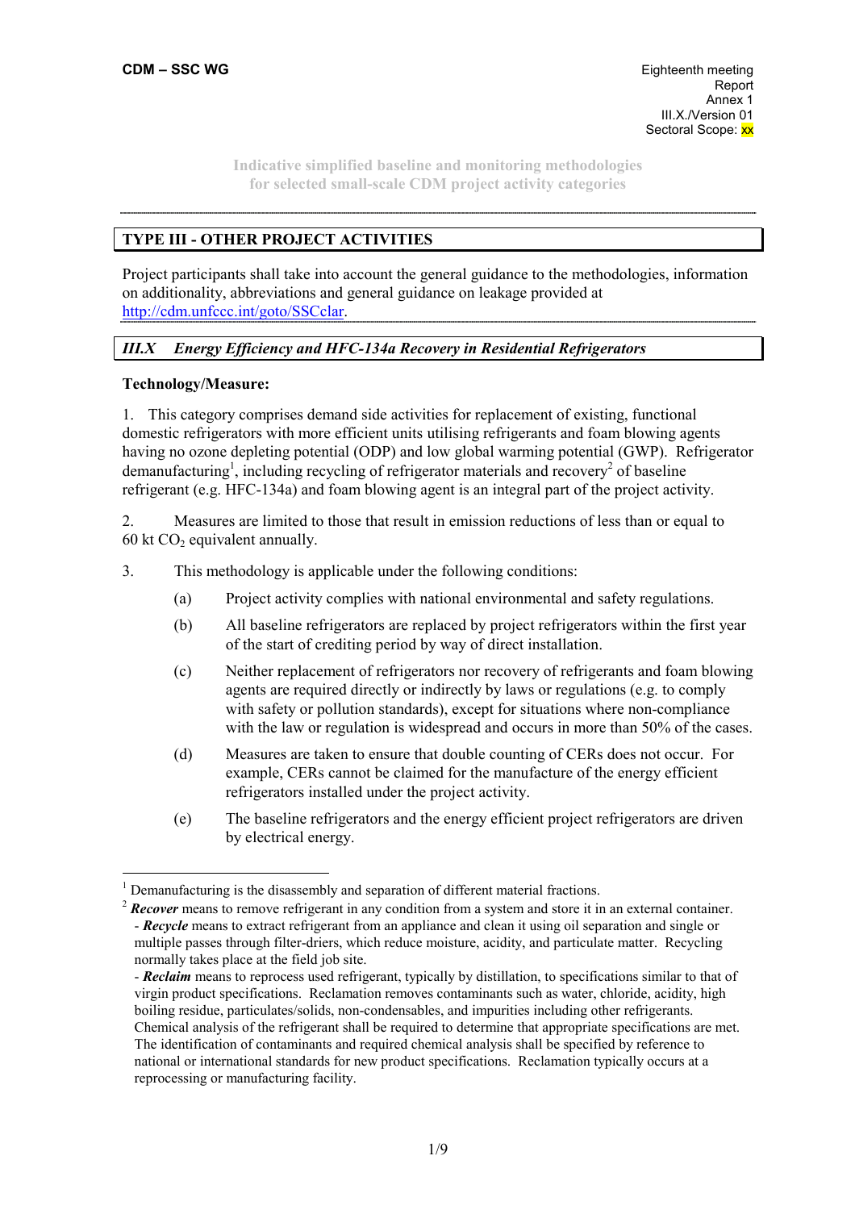CDM – SSC WG

Eighteenth meeting
Report
Annex 1
III.X./Version 01
Sectoral Scope: xx

**Indicative simplified baseline and monitoring methodologies for selected small-scale CDM project activity categories**

## TYPE III - OTHER PROJECT ACTIVITIES

Project participants shall take into account the general guidance to the methodologies, information on additionality, abbreviations and general guidance on leakage provided at http://cdm.unfccc.int/goto/SSCclar.

### *III.X Energy Efficiency and HFC-134a Recovery in Residential Refrigerators*

**Technology/Measure:**

1. This category comprises demand side activities for replacement of existing, functional domestic refrigerators with more efficient units utilising refrigerants and foam blowing agents having no ozone depleting potential (ODP) and low global warming potential (GWP). Refrigerator demanufacturing[1], including recycling of refrigerator materials and recovery[2] of baseline refrigerant (e.g. HFC-134a) and foam blowing agent is an integral part of the project activity.

2. Measures are limited to those that result in emission reductions of less than or equal to 60 kt $CO_2$ equivalent annually.

3. This methodology is applicable under the following conditions:

   (a) Project activity complies with national environmental and safety regulations.

   (b) All baseline refrigerators are replaced by project refrigerators within the first year of the start of crediting period by way of direct installation.

   (c) Neither replacement of refrigerators nor recovery of refrigerants and foam blowing agents are required directly or indirectly by laws or regulations (e.g. to comply with safety or pollution standards), except for situations where non-compliance with the law or regulation is widespread and occurs in more than 50% of the cases.

   (d) Measures are taken to ensure that double counting of CERs does not occur. For example, CERs cannot be claimed for the manufacture of the energy efficient refrigerators installed under the project activity.

   (e) The baseline refrigerators and the energy efficient project refrigerators are driven by electrical energy.

---

[1] Demanufacturing is the disassembly and separation of different material fractions.

[2] ***Recover*** means to remove refrigerant in any condition from a system and store it in an external container.
- ***Recycle*** means to extract refrigerant from an appliance and clean it using oil separation and single or multiple passes through filter-driers, which reduce moisture, acidity, and particulate matter. Recycling normally takes place at the field job site.
- ***Reclaim*** means to reprocess used refrigerant, typically by distillation, to specifications similar to that of virgin product specifications. Reclamation removes contaminants such as water, chloride, acidity, high boiling residue, particulates/solids, non-condensables, and impurities including other refrigerants. Chemical analysis of the refrigerant shall be required to determine that appropriate specifications are met. The identification of contaminants and required chemical analysis shall be specified by reference to national or international standards for new product specifications. Reclamation typically occurs at a reprocessing or manufacturing facility.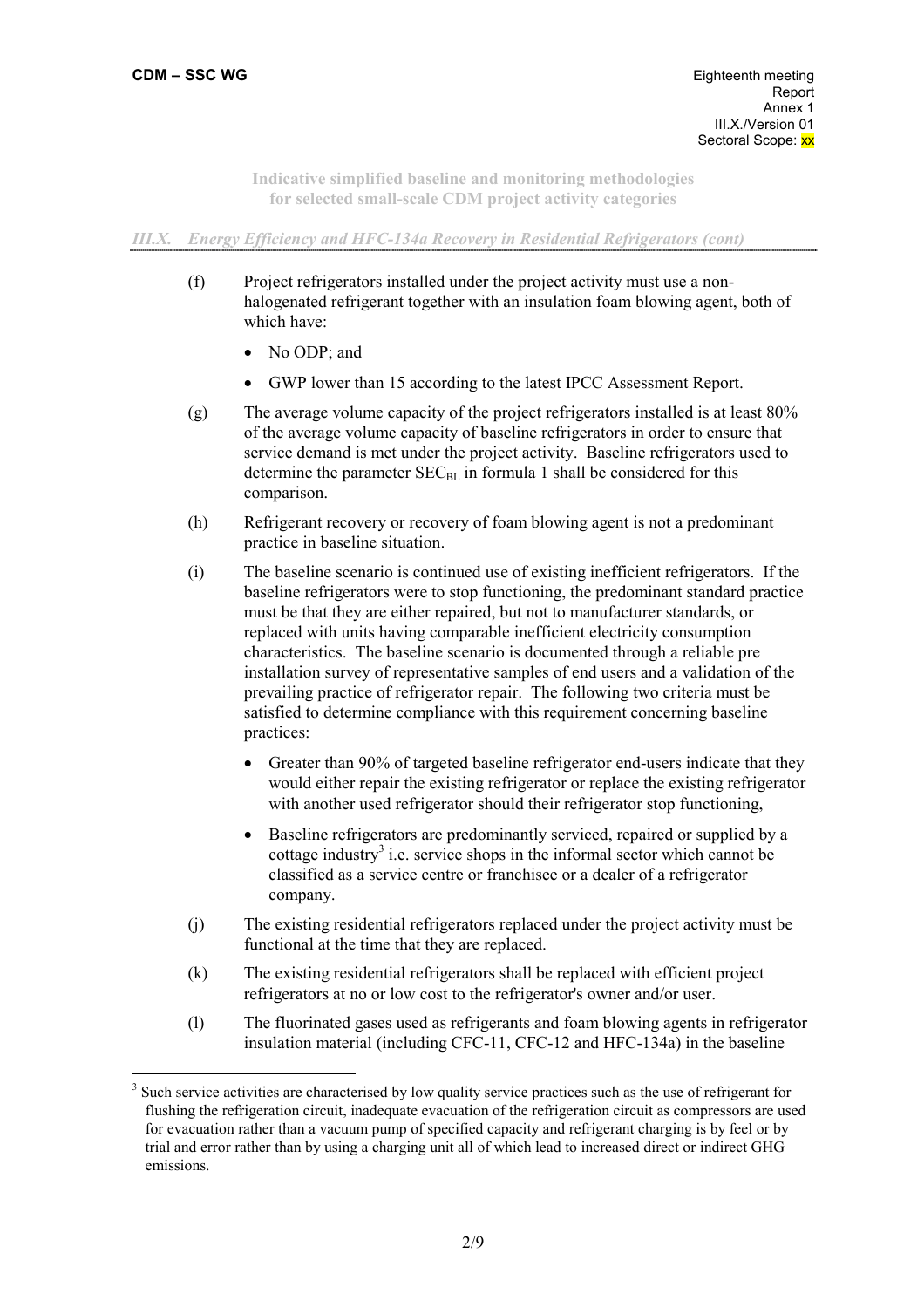### III.X. Energy Efficiency and HFC-134a Recovery in Residential Refrigerators (cont)

(f) Project refrigerators installed under the project activity must use a non-halogenated refrigerant together with an insulation foam blowing agent, both of which have:

- No ODP; and
- GWP lower than 15 according to the latest IPCC Assessment Report.

(g) The average volume capacity of the project refrigerators installed is at least 80% of the average volume capacity of baseline refrigerators in order to ensure that service demand is met under the project activity. Baseline refrigerators used to determine the parameter $SEC_{BL}$ in formula 1 shall be considered for this comparison.

(h) Refrigerant recovery or recovery of foam blowing agent is not a predominant practice in baseline situation.

(i) The baseline scenario is continued use of existing inefficient refrigerators. If the baseline refrigerators were to stop functioning, the predominant standard practice must be that they are either repaired, but not to manufacturer standards, or replaced with units having comparable inefficient electricity consumption characteristics. The baseline scenario is documented through a reliable pre installation survey of representative samples of end users and a validation of the prevailing practice of refrigerator repair. The following two criteria must be satisfied to determine compliance with this requirement concerning baseline practices:

- Greater than 90% of targeted baseline refrigerator end-users indicate that they would either repair the existing refrigerator or replace the existing refrigerator with another used refrigerator should their refrigerator stop functioning,
- Baseline refrigerators are predominantly serviced, repaired or supplied by a cottage industry[3] i.e. service shops in the informal sector which cannot be classified as a service centre or franchisee or a dealer of a refrigerator company.

(j) The existing residential refrigerators replaced under the project activity must be functional at the time that they are replaced.

(k) The existing residential refrigerators shall be replaced with efficient project refrigerators at no or low cost to the refrigerator's owner and/or user.

(l) The fluorinated gases used as refrigerants and foam blowing agents in refrigerator insulation material (including CFC-11, CFC-12 and HFC-134a) in the baseline

---

[3] Such service activities are characterised by low quality service practices such as the use of refrigerant for flushing the refrigeration circuit, inadequate evacuation of the refrigeration circuit as compressors are used for evacuation rather than a vacuum pump of specified capacity and refrigerant charging is by feel or by trial and error rather than by using a charging unit all of which lead to increased direct or indirect GHG emissions.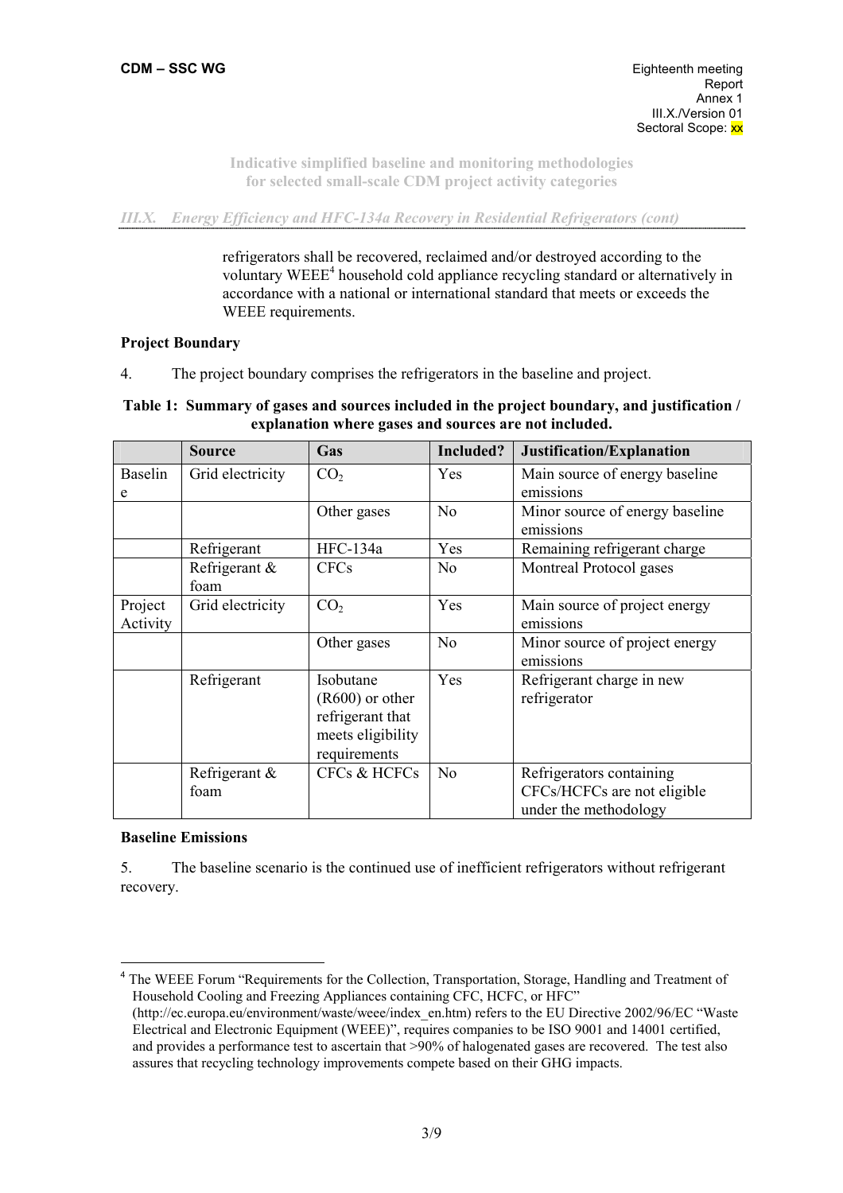**Indicative simplified baseline and monitoring methodologies for selected small-scale CDM project activity categories**

*III.X. Energy Efficiency and HFC-134a Recovery in Residential Refrigerators (cont)*

refrigerators shall be recovered, reclaimed and/or destroyed according to the voluntary WEEE[4] household cold appliance recycling standard or alternatively in accordance with a national or international standard that meets or exceeds the WEEE requirements.

**Project Boundary**

4. The project boundary comprises the refrigerators in the baseline and project.

**Table 1: Summary of gases and sources included in the project boundary, and justification / explanation where gases and sources are not included.**

| | Source | Gas | Included? | Justification/Explanation |
|---|---|---|---|---|
| Baseline | Grid electricity | $CO_2$ | Yes | Main source of energy baseline emissions |
| | | Other gases | No | Minor source of energy baseline emissions |
| | Refrigerant | HFC-134a | Yes | Remaining refrigerant charge |
| | Refrigerant & foam | CFCs | No | Montreal Protocol gases |
| Project Activity | Grid electricity | $CO_2$ | Yes | Main source of project energy emissions |
| | | Other gases | No | Minor source of project energy emissions |
| | Refrigerant | Isobutane (R600) or other refrigerant that meets eligibility requirements | Yes | Refrigerant charge in new refrigerator |
| | Refrigerant & foam | CFCs & HCFCs | No | Refrigerators containing CFCs/HCFCs are not eligible under the methodology |

**Baseline Emissions**

5. The baseline scenario is the continued use of inefficient refrigerators without refrigerant recovery.

[4] The WEEE Forum "Requirements for the Collection, Transportation, Storage, Handling and Treatment of Household Cooling and Freezing Appliances containing CFC, HCFC, or HFC" (http://ec.europa.eu/environment/waste/weee/index_en.htm) refers to the EU Directive 2002/96/EC "Waste Electrical and Electronic Equipment (WEEE)", requires companies to be ISO 9001 and 14001 certified, and provides a performance test to ascertain that >90% of halogenated gases are recovered. The test also assures that recycling technology improvements compete based on their GHG impacts.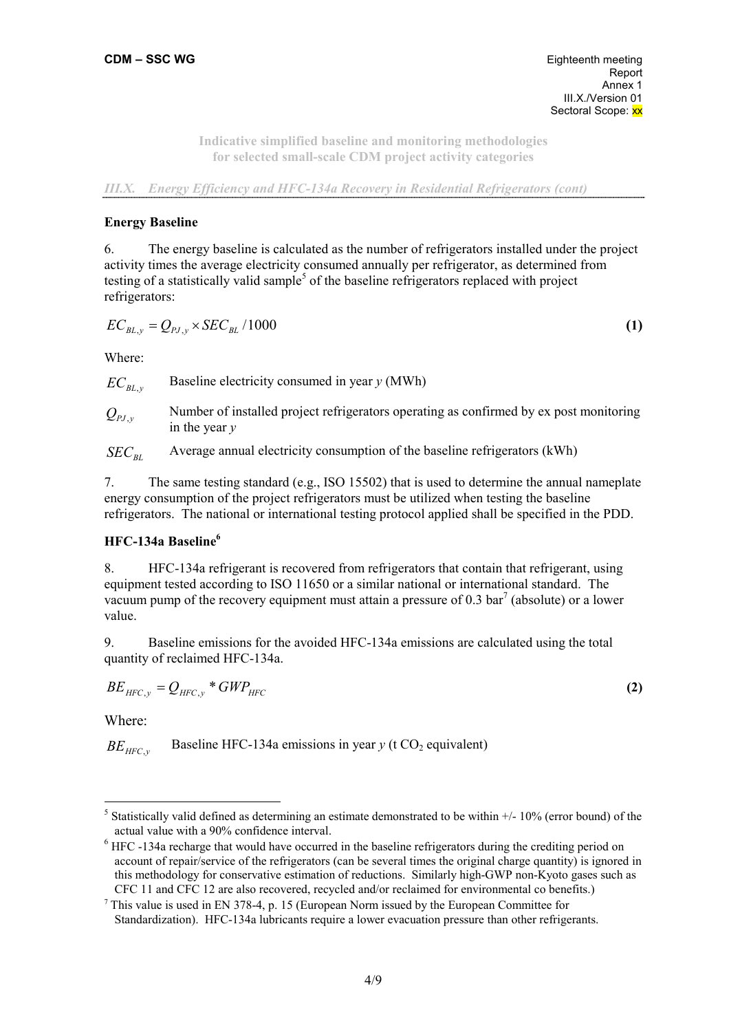**Indicative simplified baseline and monitoring methodologies for selected small-scale CDM project activity categories**

*III.X. Energy Efficiency and HFC-134a Recovery in Residential Refrigerators (cont)*

**Energy Baseline**

6. The energy baseline is calculated as the number of refrigerators installed under the project activity times the average electricity consumed annually per refrigerator, as determined from testing of a statistically valid sample[5] of the baseline refrigerators replaced with project refrigerators:

$$EC_{BL,y} = Q_{PJ,y} \times SEC_{BL} / 1000 \tag{1}$$

Where:

$EC_{BL,y}$ Baseline electricity consumed in year *y* (MWh)

$Q_{PJ,y}$ Number of installed project refrigerators operating as confirmed by ex post monitoring in the year *y*

$SEC_{BL}$ Average annual electricity consumption of the baseline refrigerators (kWh)

7. The same testing standard (e.g., ISO 15502) that is used to determine the annual nameplate energy consumption of the project refrigerators must be utilized when testing the baseline refrigerators. The national or international testing protocol applied shall be specified in the PDD.

**HFC-134a Baseline[6]**

8. HFC-134a refrigerant is recovered from refrigerators that contain that refrigerant, using equipment tested according to ISO 11650 or a similar national or international standard. The vacuum pump of the recovery equipment must attain a pressure of 0.3 bar[7] (absolute) or a lower value.

9. Baseline emissions for the avoided HFC-134a emissions are calculated using the total quantity of reclaimed HFC-134a.

$$BE_{HFC,y} = Q_{HFC,y} * GWP_{HFC} \tag{2}$$

Where:

$BE_{HFC,y}$ Baseline HFC-134a emissions in year *y* (t $CO_2$ equivalent)

---

[5] Statistically valid defined as determining an estimate demonstrated to be within +/- 10% (error bound) of the actual value with a 90% confidence interval.

[6] HFC -134a recharge that would have occurred in the baseline refrigerators during the crediting period on account of repair/service of the refrigerators (can be several times the original charge quantity) is ignored in this methodology for conservative estimation of reductions. Similarly high-GWP non-Kyoto gases such as CFC 11 and CFC 12 are also recovered, recycled and/or reclaimed for environmental co benefits.)

[7] This value is used in EN 378-4, p. 15 (European Norm issued by the European Committee for Standardization). HFC-134a lubricants require a lower evacuation pressure than other refrigerants.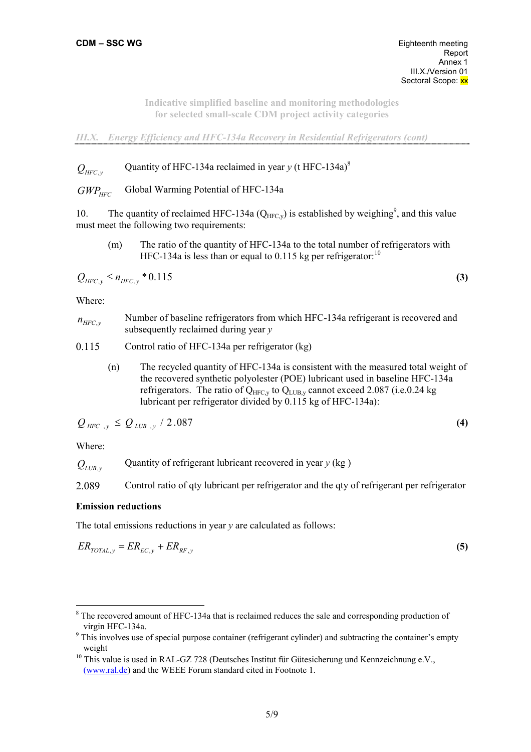$Q_{HFC,y}$ Quantity of HFC-134a reclaimed in year *y* (t HFC-134a)[8]

$GWP_{HFC}$ Global Warming Potential of HFC-134a

10. The quantity of reclaimed HFC-134a ($Q_{HFC,y}$) is established by weighing[9], and this value must meet the following two requirements:

(m) The ratio of the quantity of HFC-134a to the total number of refrigerators with HFC-134a is less than or equal to 0.115 kg per refrigerator:[10]

$$Q_{HFC,y} \leq n_{HFC,y} * 0.115 \quad \textbf{(3)}$$

Where:

$n_{HFC,y}$ Number of baseline refrigerators from which HFC-134a refrigerant is recovered and subsequently reclaimed during year *y*

0.115 Control ratio of HFC-134a per refrigerator (kg)

(n) The recycled quantity of HFC-134a is consistent with the measured total weight of the recovered synthetic polyolester (POE) lubricant used in baseline HFC-134a refrigerators. The ratio of $Q_{HFC,y}$ to $Q_{LUB,y}$ cannot exceed 2.087 (i.e.0.24 kg lubricant per refrigerator divided by 0.115 kg of HFC-134a):

$$Q_{HFC,y} \leq Q_{LUB,y} / 2.087 \quad \textbf{(4)}$$

Where:

$Q_{LUB,y}$ Quantity of refrigerant lubricant recovered in year *y* (kg )

2.089 Control ratio of qty lubricant per refrigerator and the qty of refrigerant per refrigerator

**Emission reductions**

The total emissions reductions in year *y* are calculated as follows:

$$ER_{TOTAL,y} = ER_{EC,y} + ER_{RF,y} \quad \textbf{(5)}$$

---

[8] The recovered amount of HFC-134a that is reclaimed reduces the sale and corresponding production of virgin HFC-134a.

[9] This involves use of special purpose container (refrigerant cylinder) and subtracting the container's empty weight

[10] This value is used in RAL-GZ 728 (Deutsches Institut für Gütesicherung und Kennzeichnung e.V., (www.ral.de) and the WEEE Forum standard cited in Footnote 1.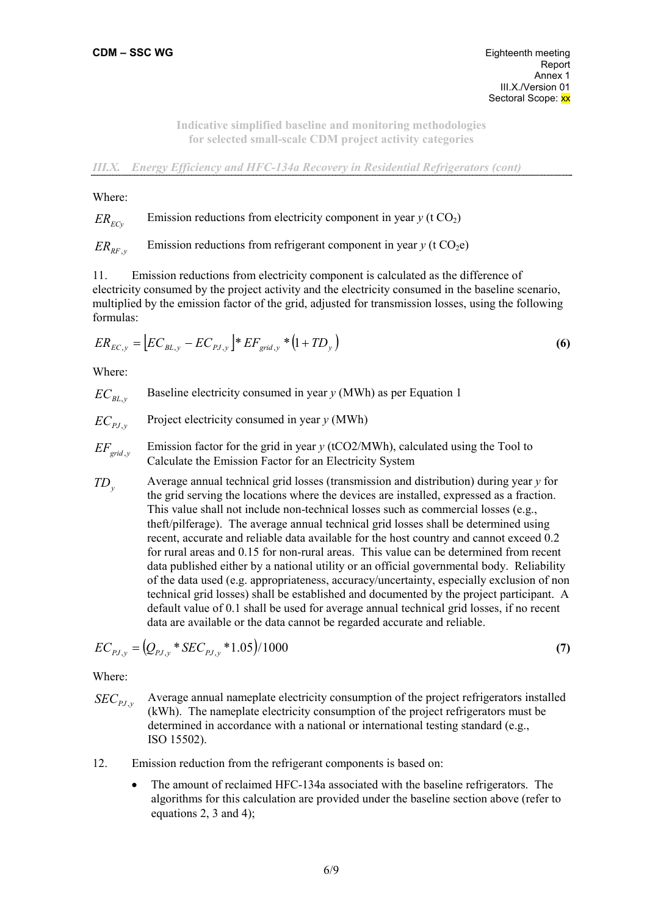**Indicative simplified baseline and monitoring methodologies for selected small-scale CDM project activity categories**

*III.X. Energy Efficiency and HFC-134a Recovery in Residential Refrigerators (cont)*

Where:

$ER_{ECy}$ Emission reductions from electricity component in year *y* (t $CO_2$)

$ER_{RF,y}$ Emission reductions from refrigerant component in year *y* (t $CO_2$e)

11. Emission reductions from electricity component is calculated as the difference of electricity consumed by the project activity and the electricity consumed in the baseline scenario, multiplied by the emission factor of the grid, adjusted for transmission losses, using the following formulas:

$$ER_{EC,y} = \left[EC_{BL,y} - EC_{PJ,y}\right] * EF_{grid,y} * \left(1 + TD_y\right) \tag{6}$$

Where:

$EC_{BL,y}$ Baseline electricity consumed in year *y* (MWh) as per Equation 1

$EC_{PJ,y}$ Project electricity consumed in year *y* (MWh)

$EF_{grid,y}$ Emission factor for the grid in year *y* (tCO2/MWh), calculated using the Tool to Calculate the Emission Factor for an Electricity System

$TD_y$ Average annual technical grid losses (transmission and distribution) during year *y* for the grid serving the locations where the devices are installed, expressed as a fraction. This value shall not include non-technical losses such as commercial losses (e.g., theft/pilferage). The average annual technical grid losses shall be determined using recent, accurate and reliable data available for the host country and cannot exceed 0.2 for rural areas and 0.15 for non-rural areas. This value can be determined from recent data published either by a national utility or an official governmental body. Reliability of the data used (e.g. appropriateness, accuracy/uncertainty, especially exclusion of non technical grid losses) shall be established and documented by the project participant. A default value of 0.1 shall be used for average annual technical grid losses, if no recent data are available or the data cannot be regarded accurate and reliable.

$$EC_{PJ,y} = \left(Q_{PJ,y} * SEC_{PJ,y} * 1.05\right)/1000 \tag{7}$$

Where:

$SEC_{PJ,y}$ Average annual nameplate electricity consumption of the project refrigerators installed (kWh). The nameplate electricity consumption of the project refrigerators must be determined in accordance with a national or international testing standard (e.g., ISO 15502).

12. Emission reduction from the refrigerant components is based on:

- The amount of reclaimed HFC-134a associated with the baseline refrigerators. The algorithms for this calculation are provided under the baseline section above (refer to equations 2, 3 and 4);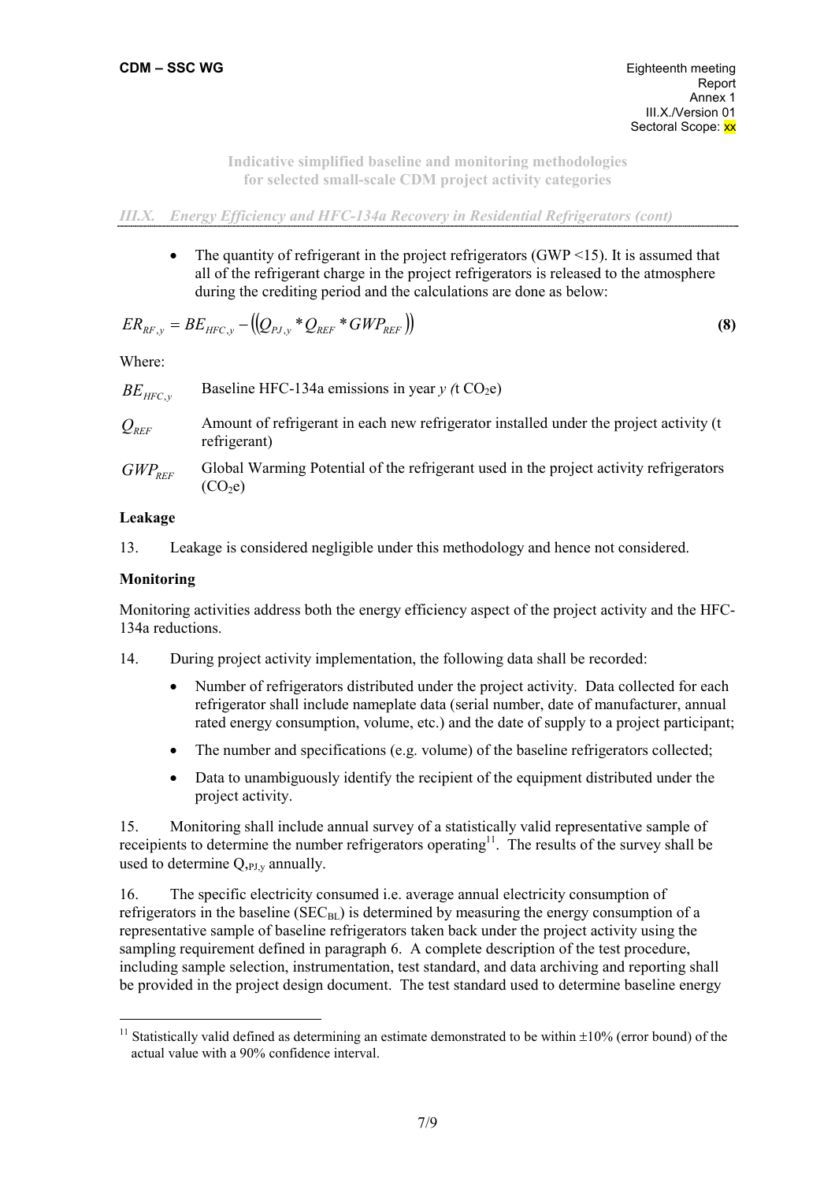*III.X. Energy Efficiency and HFC-134a Recovery in Residential Refrigerators (cont)*

- The quantity of refrigerant in the project refrigerators (GWP <15). It is assumed that all of the refrigerant charge in the project refrigerators is released to the atmosphere during the crediting period and the calculations are done as below:

$$ER_{RF,y} = BE_{HFC,y} - \left(\left(Q_{PJ,y} * Q_{REF} * GWP_{REF}\right)\right) \quad \textbf{(8)}$$

Where:

| | |
|---|---|
| $BE_{HFC,y}$ | Baseline HFC-134a emissions in year *y (*t $CO_2$e) |
| $Q_{REF}$ | Amount of refrigerant in each new refrigerator installed under the project activity (t refrigerant) |
| $GWP_{REF}$ | Global Warming Potential of the refrigerant used in the project activity refrigerators ($CO_2$e) |

**Leakage**

13. Leakage is considered negligible under this methodology and hence not considered.

**Monitoring**

Monitoring activities address both the energy efficiency aspect of the project activity and the HFC-134a reductions.

14. During project activity implementation, the following data shall be recorded:

- Number of refrigerators distributed under the project activity. Data collected for each refrigerator shall include nameplate data (serial number, date of manufacturer, annual rated energy consumption, volume, etc.) and the date of supply to a project participant;
- The number and specifications (e.g. volume) of the baseline refrigerators collected;
- Data to unambiguously identify the recipient of the equipment distributed under the project activity.

15. Monitoring shall include annual survey of a statistically valid representative sample of receipients to determine the number refrigerators operating[11]. The results of the survey shall be used to determine $Q_{,PJ,y}$ annually.

16. The specific electricity consumed i.e. average annual electricity consumption of refrigerators in the baseline ($SEC_{BL}$) is determined by measuring the energy consumption of a representative sample of baseline refrigerators taken back under the project activity using the sampling requirement defined in paragraph 6. A complete description of the test procedure, including sample selection, instrumentation, test standard, and data archiving and reporting shall be provided in the project design document. The test standard used to determine baseline energy

[11] Statistically valid defined as determining an estimate demonstrated to be within ±10% (error bound) of the actual value with a 90% confidence interval.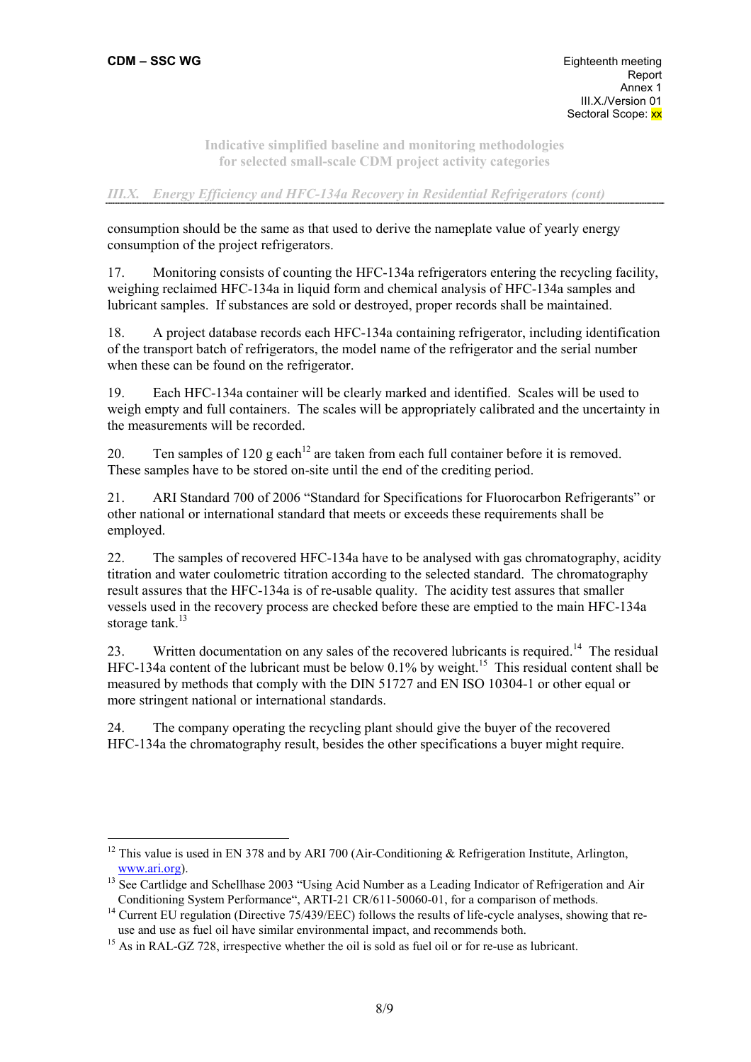consumption should be the same as that used to derive the nameplate value of yearly energy consumption of the project refrigerators.

17. Monitoring consists of counting the HFC-134a refrigerators entering the recycling facility, weighing reclaimed HFC-134a in liquid form and chemical analysis of HFC-134a samples and lubricant samples. If substances are sold or destroyed, proper records shall be maintained.

18. A project database records each HFC-134a containing refrigerator, including identification of the transport batch of refrigerators, the model name of the refrigerator and the serial number when these can be found on the refrigerator.

19. Each HFC-134a container will be clearly marked and identified. Scales will be used to weigh empty and full containers. The scales will be appropriately calibrated and the uncertainty in the measurements will be recorded.

20. Ten samples of 120 g each[12] are taken from each full container before it is removed. These samples have to be stored on-site until the end of the crediting period.

21. ARI Standard 700 of 2006 "Standard for Specifications for Fluorocarbon Refrigerants" or other national or international standard that meets or exceeds these requirements shall be employed.

22. The samples of recovered HFC-134a have to be analysed with gas chromatography, acidity titration and water coulometric titration according to the selected standard. The chromatography result assures that the HFC-134a is of re-usable quality. The acidity test assures that smaller vessels used in the recovery process are checked before these are emptied to the main HFC-134a storage tank.[13]

23. Written documentation on any sales of the recovered lubricants is required.[14] The residual HFC-134a content of the lubricant must be below 0.1% by weight.[15] This residual content shall be measured by methods that comply with the DIN 51727 and EN ISO 10304-1 or other equal or more stringent national or international standards.

24. The company operating the recycling plant should give the buyer of the recovered HFC-134a the chromatography result, besides the other specifications a buyer might require.

---

[12] This value is used in EN 378 and by ARI 700 (Air-Conditioning & Refrigeration Institute, Arlington, www.ari.org).

[13] See Cartlidge and Schellhase 2003 "Using Acid Number as a Leading Indicator of Refrigeration and Air Conditioning System Performance", ARTI-21 CR/611-50060-01, for a comparison of methods.

[14] Current EU regulation (Directive 75/439/EEC) follows the results of life-cycle analyses, showing that re-use and use as fuel oil have similar environmental impact, and recommends both.

[15] As in RAL-GZ 728, irrespective whether the oil is sold as fuel oil or for re-use as lubricant.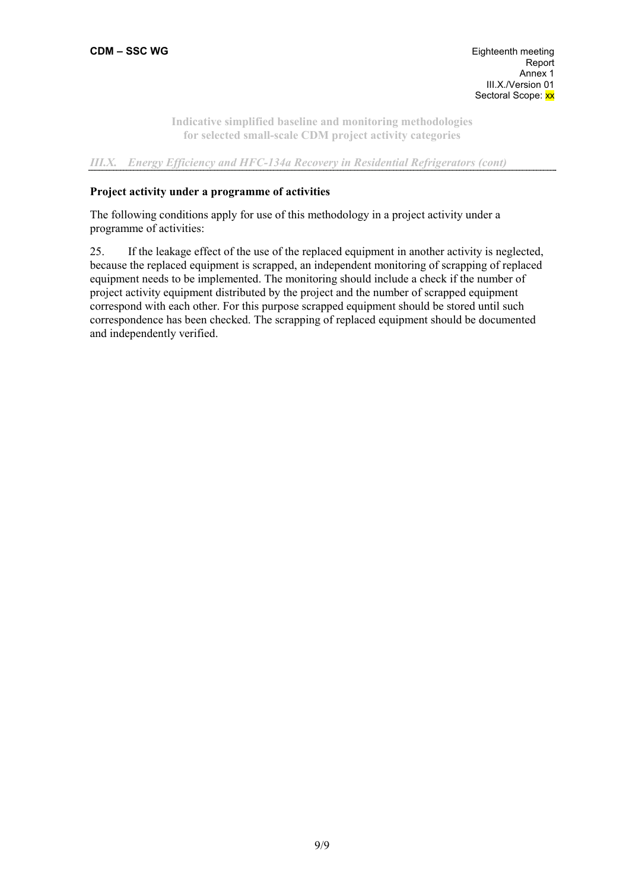## Project activity under a programme of activities

The following conditions apply for use of this methodology in a project activity under a programme of activities:

25. If the leakage effect of the use of the replaced equipment in another activity is neglected, because the replaced equipment is scrapped, an independent monitoring of scrapping of replaced equipment needs to be implemented. The monitoring should include a check if the number of project activity equipment distributed by the project and the number of scrapped equipment correspond with each other. For this purpose scrapped equipment should be stored until such correspondence has been checked. The scrapping of replaced equipment should be documented and independently verified.